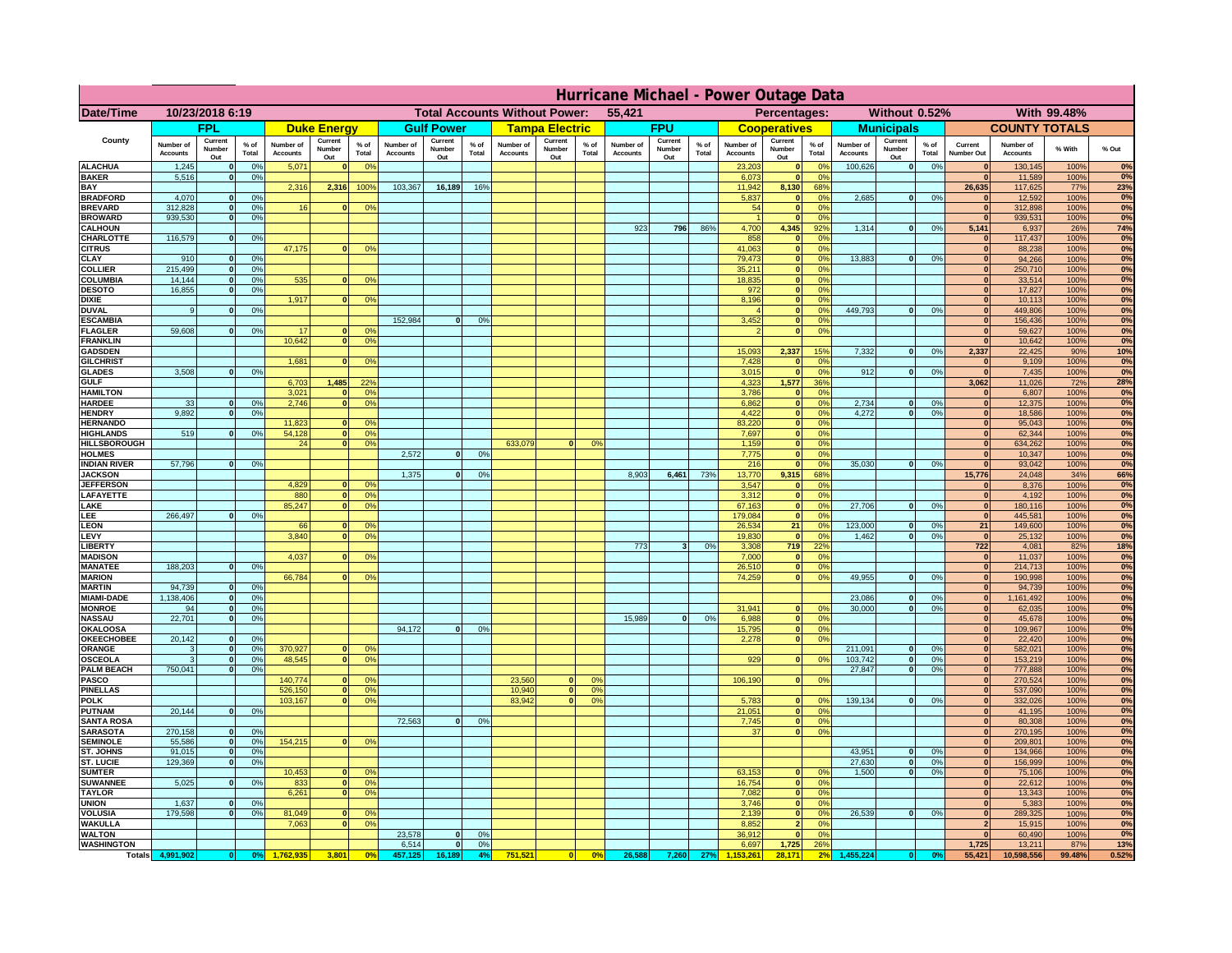# Hurricane Michael - Power Outage Data

| Date/Time | 10/23/2018 6:19 | | | | | | Total Accounts Without Power: | | | | | 55,421 | | | | Percentages: | | | Without 0.52% | | | | With 99.48% | | |
|---|---|---|---|---|---|---|---|---|---|---|---|---|---|---|---|---|---|---|---|---|---|---|---|---|---|
| County | FPL | | | Duke Energy | | | Gulf Power | | | Tampa Electric | | | FPU | | | Cooperatives | | | Municipals | | | COUNTY TOTALS | | | |
| | Number of Accounts | Current Number Out | % of Total | Number of Accounts | Current Number Out | % of Total | Number of Accounts | Current Number Out | % of Total | Number of Accounts | Current Number Out | % of Total | Number of Accounts | Current Number Out | % of Total | Number of Accounts | Current Number Out | % of Total | Number of Accounts | Current Number Out | % of Total | Current Number Out | Number of Accounts | % With | % Out |
| ALACHUA | 1,245 | 0 | 0% | 5,071 | 0 | 0% | | | | | | | | | | 23,203 | 0 | 0% | 100,626 | 0 | 0% | 0 | 130,145 | 100% | 0% |
| BAKER | 5,516 | 0 | 0% | | | | | | | | | | | | | 6,073 | 0 | 0% | | | | 0 | 11,589 | 100% | 0% |
| BAY | | | | 2,316 | 2,316 | 100% | 103,367 | 16,189 | 16% | | | | | | | 11,942 | 8,130 | 68% | | | | 26,635 | 117,625 | 77% | 23% |
| BRADFORD | 4,070 | 0 | 0% | | | | | | | | | | | | | 5,837 | 0 | 0% | 2,685 | 0 | 0% | 0 | 12,592 | 100% | 0% |
| BREVARD | 312,828 | 0 | 0% | 16 | 0 | 0% | | | | | | | | | | 54 | 0 | 0% | | | | 0 | 312,898 | 100% | 0% |
| BROWARD | 939,530 | 0 | 0% | | | | | | | | | | | | | 1 | 0 | 0% | | | | 0 | 939,531 | 100% | 0% |
| CALHOUN | | | | | | | | | | | | | 923 | 796 | 86% | 4,700 | 4,345 | 92% | 1,314 | 0 | 0% | 5,141 | 6,937 | 26% | 74% |
| CHARLOTTE | 116,579 | 0 | 0% | | | | | | | | | | | | | 858 | 0 | 0% | | | | 0 | 117,437 | 100% | 0% |
| CITRUS | | | | 47,175 | 0 | 0% | | | | | | | | | | 41,063 | 0 | 0% | | | | 0 | 88,238 | 100% | 0% |
| CLAY | 910 | 0 | 0% | | | | | | | | | | | | | 79,473 | 0 | 0% | 13,883 | 0 | 0% | 0 | 94,266 | 100% | 0% |
| COLLIER | 215,499 | 0 | 0% | | | | | | | | | | | | | 35,211 | 0 | 0% | | | | 0 | 250,710 | 100% | 0% |
| COLUMBIA | 14,144 | 0 | 0% | 535 | 0 | 0% | | | | | | | | | | 18,835 | 0 | 0% | | | | 0 | 33,514 | 100% | 0% |
| DESOTO | 16,855 | 0 | 0% | | | | | | | | | | | | | 972 | 0 | 0% | | | | 0 | 17,827 | 100% | 0% |
| DIXIE | | | | 1,917 | 0 | 0% | | | | | | | | | | 8,196 | 0 | 0% | | | | 0 | 10,113 | 100% | 0% |
| DUVAL | 9 | 0 | 0% | | | | | | | | | | | | | 4 | 0 | 0% | 449,793 | 0 | 0% | 0 | 449,806 | 100% | 0% |
| ESCAMBIA | | | | | | | 152,984 | 0 | 0% | | | | | | | 3,452 | 0 | 0% | | | | 0 | 156,436 | 100% | 0% |
| FLAGLER | 59,608 | 0 | 0% | 17 | 0 | 0% | | | | | | | | | | 2 | 0 | 0% | | | | 0 | 59,627 | 100% | 0% |
| FRANKLIN | | | | 10,642 | 0 | 0% | | | | | | | | | | | | | | | | 0 | 10,642 | 100% | 0% |
| GADSDEN | | | | | | | | | | | | | | | | 15,093 | 2,337 | 15% | 7,332 | 0 | 0% | 2,337 | 22,425 | 90% | 10% |
| GILCHRIST | | | | 1,681 | 0 | 0% | | | | | | | | | | 7,428 | 0 | 0% | | | | 0 | 9,109 | 100% | 0% |
| GLADES | 3,508 | 0 | 0% | | | | | | | | | | | | | 3,015 | 0 | 0% | 912 | 0 | 0% | 0 | 7,435 | 100% | 0% |
| GULF | | | | 6,703 | 1,485 | 22% | | | | | | | | | | 4,323 | 1,577 | 36% | | | | 3,062 | 11,026 | 72% | 28% |
| HAMILTON | | | | 3,021 | 0 | 0% | | | | | | | | | | 3,786 | 0 | 0% | | | | 0 | 6,807 | 100% | 0% |
| HARDEE | 33 | 0 | 0% | 2,746 | 0 | 0% | | | | | | | | | | 6,862 | 0 | 0% | 2,734 | 0 | 0% | 0 | 12,375 | 100% | 0% |
| HENDRY | 9,892 | 0 | 0% | | | | | | | | | | | | | 4,422 | 0 | 0% | 4,272 | 0 | 0% | 0 | 18,586 | 100% | 0% |
| HERNANDO | | | | 11,823 | 0 | 0% | | | | | | | | | | 83,220 | 0 | 0% | | | | 0 | 95,043 | 100% | 0% |
| HIGHLANDS | 519 | 0 | 0% | 54,128 | 0 | 0% | | | | | | | | | | 7,697 | 0 | 0% | | | | 0 | 62,344 | 100% | 0% |
| HILLSBOROUGH | | | | 24 | 0 | 0% | | | | 633,079 | 0 | 0% | | | | 1,159 | 0 | 0% | | | | 0 | 634,262 | 100% | 0% |
| HOLMES | | | | | | | 2,572 | 0 | 0% | | | | | | | 7,775 | 0 | 0% | | | | 0 | 10,347 | 100% | 0% |
| INDIAN RIVER | 57,796 | 0 | 0% | | | | | | | | | | | | | 216 | 0 | 0% | 35,030 | 0 | 0% | 0 | 93,042 | 100% | 0% |
| JACKSON | | | | | | | 1,375 | 0 | 0% | | | | 8,903 | 6,461 | 73% | 13,770 | 9,315 | 68% | | | | 15,776 | 24,048 | 34% | 66% |
| JEFFERSON | | | | 4,829 | 0 | 0% | | | | | | | | | | 3,547 | 0 | 0% | | | | 0 | 8,376 | 100% | 0% |
| LAFAYETTE | | | | 880 | 0 | 0% | | | | | | | | | | 3,312 | 0 | 0% | | | | 0 | 4,192 | 100% | 0% |
| LAKE | | | | 85,247 | 0 | 0% | | | | | | | | | | 67,163 | 0 | 0% | 27,706 | 0 | 0% | 0 | 180,116 | 100% | 0% |
| LEE | 266,497 | 0 | 0% | | | | | | | | | | | | | 179,084 | 0 | 0% | | | | 0 | 445,581 | 100% | 0% |
| LEON | | | | 66 | 0 | 0% | | | | | | | | | | 26,534 | 21 | 0% | 123,000 | 0 | 0% | 21 | 149,600 | 100% | 0% |
| LEVY | | | | 3,840 | 0 | 0% | | | | | | | | | | 19,830 | 0 | 0% | 1,462 | 0 | 0% | 0 | 25,132 | 100% | 0% |
| LIBERTY | | | | | | | | | | | | | 773 | 3 | 0% | 3,308 | 719 | 22% | | | | 722 | 4,081 | 82% | 18% |
| MADISON | | | | 4,037 | 0 | 0% | | | | | | | | | | 7,000 | 0 | 0% | | | | 0 | 11,037 | 100% | 0% |
| MANATEE | 188,203 | 0 | 0% | | | | | | | | | | | | | 26,510 | 0 | 0% | | | | 0 | 214,713 | 100% | 0% |
| MARION | | | | 66,784 | 0 | 0% | | | | | | | | | | 74,259 | 0 | 0% | 49,955 | 0 | 0% | 0 | 190,998 | 100% | 0% |
| MARTIN | 94,739 | 0 | 0% | | | | | | | | | | | | | | | | | | | 0 | 94,739 | 100% | 0% |
| MIAMI-DADE | 1,138,406 | 0 | 0% | | | | | | | | | | | | | | | | 23,086 | 0 | 0% | 0 | 1,161,492 | 100% | 0% |
| MONROE | 94 | 0 | 0% | | | | | | | | | | | | | 31,941 | 0 | 0% | 30,000 | 0 | 0% | 0 | 62,035 | 100% | 0% |
| NASSAU | 22,701 | 0 | 0% | | | | | | | | | | 15,989 | 0 | 0% | 6,988 | 0 | 0% | | | | 0 | 45,678 | 100% | 0% |
| OKALOOSA | | | | | | | 94,172 | 0 | 0% | | | | | | | 15,795 | 0 | 0% | | | | 0 | 109,967 | 100% | 0% |
| OKEECHOBEE | 20,142 | 0 | 0% | | | | | | | | | | | | | 2,278 | 0 | 0% | | | | 0 | 22,420 | 100% | 0% |
| ORANGE | 3 | 0 | 0% | 370,927 | 0 | 0% | | | | | | | | | | | | | 211,091 | 0 | 0% | 0 | 582,021 | 100% | 0% |
| OSCEOLA | 3 | 0 | 0% | 48,545 | 0 | 0% | | | | | | | | | | 929 | 0 | 0% | 103,742 | 0 | 0% | 0 | 153,219 | 100% | 0% |
| PALM BEACH | 750,041 | 0 | 0% | | | | | | | | | | | | | | | | 27,847 | 0 | 0% | 0 | 777,888 | 100% | 0% |
| PASCO | | | | 140,774 | 0 | 0% | | | | 23,560 | 0 | 0% | | | | 106,190 | 0 | 0% | | | | 0 | 270,524 | 100% | 0% |
| PINELLAS | | | | 526,150 | 0 | 0% | | | | 10,940 | 0 | 0% | | | | | | | | | | 0 | 537,090 | 100% | 0% |
| POLK | | | | 103,167 | 0 | 0% | | | | 83,942 | 0 | 0% | | | | 5,783 | 0 | 0% | 139,134 | 0 | 0% | 0 | 332,026 | 100% | 0% |
| PUTNAM | 20,144 | 0 | 0% | | | | | | | | | | | | | 21,051 | 0 | 0% | | | | 0 | 41,195 | 100% | 0% |
| SANTA ROSA | | | | | | | 72,563 | 0 | 0% | | | | | | | 7,745 | 0 | 0% | | | | 0 | 80,308 | 100% | 0% |
| SARASOTA | 270,158 | 0 | 0% | | | | | | | | | | | | | 37 | 0 | 0% | | | | 0 | 270,195 | 100% | 0% |
| SEMINOLE | 55,586 | 0 | 0% | 154,215 | 0 | 0% | | | | | | | | | | | | | | | | 0 | 209,801 | 100% | 0% |
| ST. JOHNS | 91,015 | 0 | 0% | | | | | | | | | | | | | | | | 43,951 | 0 | 0% | 0 | 134,966 | 100% | 0% |
| ST. LUCIE | 129,369 | 0 | 0% | | | | | | | | | | | | | | | | 27,630 | 0 | 0% | 0 | 156,999 | 100% | 0% |
| SUMTER | | | | 10,453 | 0 | 0% | | | | | | | | | | 63,153 | 0 | 0% | 1,500 | 0 | 0% | 0 | 75,106 | 100% | 0% |
| SUWANNEE | 5,025 | 0 | 0% | 833 | 0 | 0% | | | | | | | | | | 16,754 | 0 | 0% | | | | 0 | 22,612 | 100% | 0% |
| TAYLOR | | | | 6,261 | 0 | 0% | | | | | | | | | | 7,082 | 0 | 0% | | | | 0 | 13,343 | 100% | 0% |
| UNION | 1,637 | 0 | 0% | | | | | | | | | | | | | 3,746 | 0 | 0% | | | | 0 | 5,383 | 100% | 0% |
| VOLUSIA | 179,598 | 0 | 0% | 81,049 | 0 | 0% | | | | | | | | | | 2,139 | 0 | 0% | 26,539 | 0 | 0% | 0 | 289,325 | 100% | 0% |
| WAKULLA | | | | 7,063 | 0 | 0% | | | | | | | | | | 8,852 | 2 | 0% | | | | 2 | 15,915 | 100% | 0% |
| WALTON | | | | | | | 23,578 | 0 | 0% | | | | | | | 36,912 | 0 | 0% | | | | 0 | 60,490 | 100% | 0% |
| WASHINGTON | | | | | | | 6,514 | 0 | 0% | | | | | | | 6,697 | 1,725 | 26% | | | | 1,725 | 13,211 | 87% | 13% |
| Totals | 4,991,902 | 0 | 0% | 1,762,935 | 3,801 | 0% | 457,125 | 16,189 | 4% | 751,521 | 0 | 0% | 26,588 | 7,260 | 27% | 1,153,261 | 28,171 | 2% | 1,455,224 | 0 | 0% | 55,421 | 10,598,556 | 99.48% | 0.52% |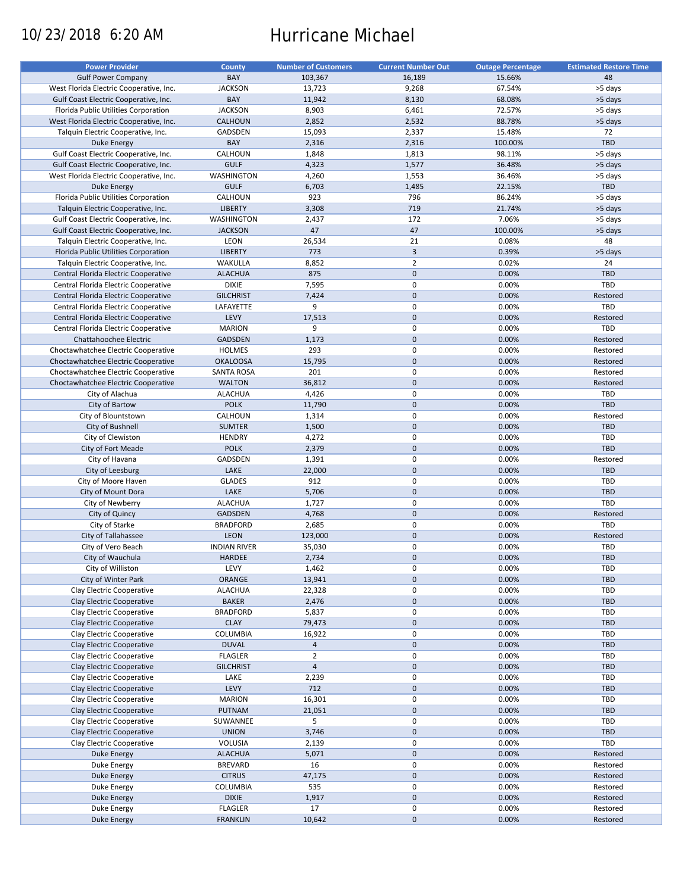10/23/2018 6:20 AM

# Hurricane Michael

| Power Provider | County | Number of Customers | Current Number Out | Outage Percentage | Estimated Restore Time |
|---|---|---|---|---|---|
| Gulf Power Company | BAY | 103,367 | 16,189 | 15.66% | 48 |
| West Florida Electric Cooperative, Inc. | JACKSON | 13,723 | 9,268 | 67.54% | >5 days |
| Gulf Coast Electric Cooperative, Inc. | BAY | 11,942 | 8,130 | 68.08% | >5 days |
| Florida Public Utilities Corporation | JACKSON | 8,903 | 6,461 | 72.57% | >5 days |
| West Florida Electric Cooperative, Inc. | CALHOUN | 2,852 | 2,532 | 88.78% | >5 days |
| Talquin Electric Cooperative, Inc. | GADSDEN | 15,093 | 2,337 | 15.48% | 72 |
| Duke Energy | BAY | 2,316 | 2,316 | 100.00% | TBD |
| Gulf Coast Electric Cooperative, Inc. | CALHOUN | 1,848 | 1,813 | 98.11% | >5 days |
| Gulf Coast Electric Cooperative, Inc. | GULF | 4,323 | 1,577 | 36.48% | >5 days |
| West Florida Electric Cooperative, Inc. | WASHINGTON | 4,260 | 1,553 | 36.46% | >5 days |
| Duke Energy | GULF | 6,703 | 1,485 | 22.15% | TBD |
| Florida Public Utilities Corporation | CALHOUN | 923 | 796 | 86.24% | >5 days |
| Talquin Electric Cooperative, Inc. | LIBERTY | 3,308 | 719 | 21.74% | >5 days |
| Gulf Coast Electric Cooperative, Inc. | WASHINGTON | 2,437 | 172 | 7.06% | >5 days |
| Gulf Coast Electric Cooperative, Inc. | JACKSON | 47 | 47 | 100.00% | >5 days |
| Talquin Electric Cooperative, Inc. | LEON | 26,534 | 21 | 0.08% | 48 |
| Florida Public Utilities Corporation | LIBERTY | 773 | 3 | 0.39% | >5 days |
| Talquin Electric Cooperative, Inc. | WAKULLA | 8,852 | 2 | 0.02% | 24 |
| Central Florida Electric Cooperative | ALACHUA | 875 | 0 | 0.00% | TBD |
| Central Florida Electric Cooperative | DIXIE | 7,595 | 0 | 0.00% | TBD |
| Central Florida Electric Cooperative | GILCHRIST | 7,424 | 0 | 0.00% | Restored |
| Central Florida Electric Cooperative | LAFAYETTE | 9 | 0 | 0.00% | TBD |
| Central Florida Electric Cooperative | LEVY | 17,513 | 0 | 0.00% | Restored |
| Central Florida Electric Cooperative | MARION | 9 | 0 | 0.00% | TBD |
| Chattahoochee Electric | GADSDEN | 1,173 | 0 | 0.00% | Restored |
| Choctawhatchee Electric Cooperative | HOLMES | 293 | 0 | 0.00% | Restored |
| Choctawhatchee Electric Cooperative | OKALOOSA | 15,795 | 0 | 0.00% | Restored |
| Choctawhatchee Electric Cooperative | SANTA ROSA | 201 | 0 | 0.00% | Restored |
| Choctawhatchee Electric Cooperative | WALTON | 36,812 | 0 | 0.00% | Restored |
| City of Alachua | ALACHUA | 4,426 | 0 | 0.00% | TBD |
| City of Bartow | POLK | 11,790 | 0 | 0.00% | TBD |
| City of Blountstown | CALHOUN | 1,314 | 0 | 0.00% | Restored |
| City of Bushnell | SUMTER | 1,500 | 0 | 0.00% | TBD |
| City of Clewiston | HENDRY | 4,272 | 0 | 0.00% | TBD |
| City of Fort Meade | POLK | 2,379 | 0 | 0.00% | TBD |
| City of Havana | GADSDEN | 1,391 | 0 | 0.00% | Restored |
| City of Leesburg | LAKE | 22,000 | 0 | 0.00% | TBD |
| City of Moore Haven | GLADES | 912 | 0 | 0.00% | TBD |
| City of Mount Dora | LAKE | 5,706 | 0 | 0.00% | TBD |
| City of Newberry | ALACHUA | 1,727 | 0 | 0.00% | TBD |
| City of Quincy | GADSDEN | 4,768 | 0 | 0.00% | Restored |
| City of Starke | BRADFORD | 2,685 | 0 | 0.00% | TBD |
| City of Tallahassee | LEON | 123,000 | 0 | 0.00% | Restored |
| City of Vero Beach | INDIAN RIVER | 35,030 | 0 | 0.00% | TBD |
| City of Wauchula | HARDEE | 2,734 | 0 | 0.00% | TBD |
| City of Williston | LEVY | 1,462 | 0 | 0.00% | TBD |
| City of Winter Park | ORANGE | 13,941 | 0 | 0.00% | TBD |
| Clay Electric Cooperative | ALACHUA | 22,328 | 0 | 0.00% | TBD |
| Clay Electric Cooperative | BAKER | 2,476 | 0 | 0.00% | TBD |
| Clay Electric Cooperative | BRADFORD | 5,837 | 0 | 0.00% | TBD |
| Clay Electric Cooperative | CLAY | 79,473 | 0 | 0.00% | TBD |
| Clay Electric Cooperative | COLUMBIA | 16,922 | 0 | 0.00% | TBD |
| Clay Electric Cooperative | DUVAL | 4 | 0 | 0.00% | TBD |
| Clay Electric Cooperative | FLAGLER | 2 | 0 | 0.00% | TBD |
| Clay Electric Cooperative | GILCHRIST | 4 | 0 | 0.00% | TBD |
| Clay Electric Cooperative | LAKE | 2,239 | 0 | 0.00% | TBD |
| Clay Electric Cooperative | LEVY | 712 | 0 | 0.00% | TBD |
| Clay Electric Cooperative | MARION | 16,301 | 0 | 0.00% | TBD |
| Clay Electric Cooperative | PUTNAM | 21,051 | 0 | 0.00% | TBD |
| Clay Electric Cooperative | SUWANNEE | 5 | 0 | 0.00% | TBD |
| Clay Electric Cooperative | UNION | 3,746 | 0 | 0.00% | TBD |
| Clay Electric Cooperative | VOLUSIA | 2,139 | 0 | 0.00% | TBD |
| Duke Energy | ALACHUA | 5,071 | 0 | 0.00% | Restored |
| Duke Energy | BREVARD | 16 | 0 | 0.00% | Restored |
| Duke Energy | CITRUS | 47,175 | 0 | 0.00% | Restored |
| Duke Energy | COLUMBIA | 535 | 0 | 0.00% | Restored |
| Duke Energy | DIXIE | 1,917 | 0 | 0.00% | Restored |
| Duke Energy | FLAGLER | 17 | 0 | 0.00% | Restored |
| Duke Energy | FRANKLIN | 10,642 | 0 | 0.00% | Restored |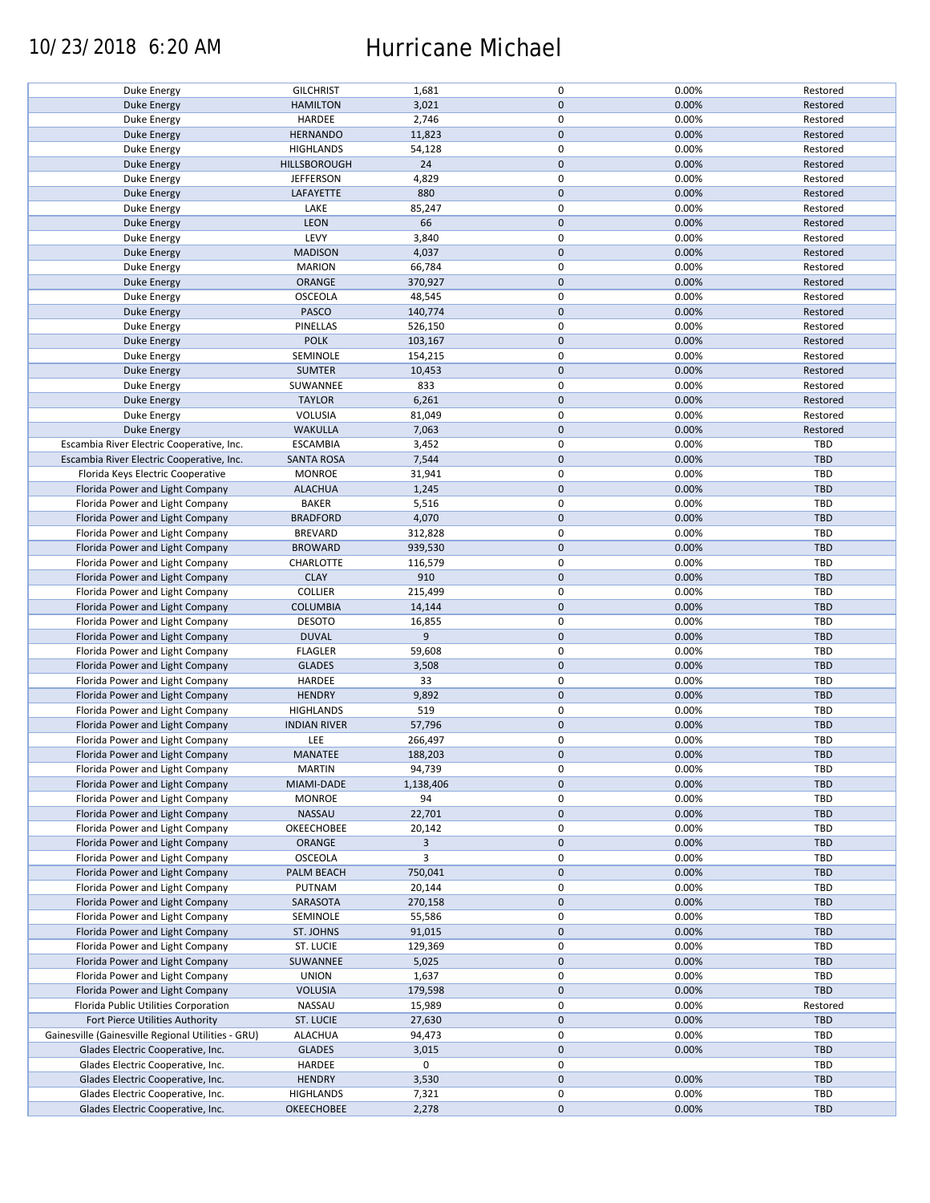| | | | | | |
|---|---|---|---|---|---|
| Duke Energy | GILCHRIST | 1,681 | 0 | 0.00% | Restored |
| Duke Energy | HAMILTON | 3,021 | 0 | 0.00% | Restored |
| Duke Energy | HARDEE | 2,746 | 0 | 0.00% | Restored |
| Duke Energy | HERNANDO | 11,823 | 0 | 0.00% | Restored |
| Duke Energy | HIGHLANDS | 54,128 | 0 | 0.00% | Restored |
| Duke Energy | HILLSBOROUGH | 24 | 0 | 0.00% | Restored |
| Duke Energy | JEFFERSON | 4,829 | 0 | 0.00% | Restored |
| Duke Energy | LAFAYETTE | 880 | 0 | 0.00% | Restored |
| Duke Energy | LAKE | 85,247 | 0 | 0.00% | Restored |
| Duke Energy | LEON | 66 | 0 | 0.00% | Restored |
| Duke Energy | LEVY | 3,840 | 0 | 0.00% | Restored |
| Duke Energy | MADISON | 4,037 | 0 | 0.00% | Restored |
| Duke Energy | MARION | 66,784 | 0 | 0.00% | Restored |
| Duke Energy | ORANGE | 370,927 | 0 | 0.00% | Restored |
| Duke Energy | OSCEOLA | 48,545 | 0 | 0.00% | Restored |
| Duke Energy | PASCO | 140,774 | 0 | 0.00% | Restored |
| Duke Energy | PINELLAS | 526,150 | 0 | 0.00% | Restored |
| Duke Energy | POLK | 103,167 | 0 | 0.00% | Restored |
| Duke Energy | SEMINOLE | 154,215 | 0 | 0.00% | Restored |
| Duke Energy | SUMTER | 10,453 | 0 | 0.00% | Restored |
| Duke Energy | SUWANNEE | 833 | 0 | 0.00% | Restored |
| Duke Energy | TAYLOR | 6,261 | 0 | 0.00% | Restored |
| Duke Energy | VOLUSIA | 81,049 | 0 | 0.00% | Restored |
| Duke Energy | WAKULLA | 7,063 | 0 | 0.00% | Restored |
| Escambia River Electric Cooperative, Inc. | ESCAMBIA | 3,452 | 0 | 0.00% | TBD |
| Escambia River Electric Cooperative, Inc. | SANTA ROSA | 7,544 | 0 | 0.00% | TBD |
| Florida Keys Electric Cooperative | MONROE | 31,941 | 0 | 0.00% | TBD |
| Florida Power and Light Company | ALACHUA | 1,245 | 0 | 0.00% | TBD |
| Florida Power and Light Company | BAKER | 5,516 | 0 | 0.00% | TBD |
| Florida Power and Light Company | BRADFORD | 4,070 | 0 | 0.00% | TBD |
| Florida Power and Light Company | BREVARD | 312,828 | 0 | 0.00% | TBD |
| Florida Power and Light Company | BROWARD | 939,530 | 0 | 0.00% | TBD |
| Florida Power and Light Company | CHARLOTTE | 116,579 | 0 | 0.00% | TBD |
| Florida Power and Light Company | CLAY | 910 | 0 | 0.00% | TBD |
| Florida Power and Light Company | COLLIER | 215,499 | 0 | 0.00% | TBD |
| Florida Power and Light Company | COLUMBIA | 14,144 | 0 | 0.00% | TBD |
| Florida Power and Light Company | DESOTO | 16,855 | 0 | 0.00% | TBD |
| Florida Power and Light Company | DUVAL | 9 | 0 | 0.00% | TBD |
| Florida Power and Light Company | FLAGLER | 59,608 | 0 | 0.00% | TBD |
| Florida Power and Light Company | GLADES | 3,508 | 0 | 0.00% | TBD |
| Florida Power and Light Company | HARDEE | 33 | 0 | 0.00% | TBD |
| Florida Power and Light Company | HENDRY | 9,892 | 0 | 0.00% | TBD |
| Florida Power and Light Company | HIGHLANDS | 519 | 0 | 0.00% | TBD |
| Florida Power and Light Company | INDIAN RIVER | 57,796 | 0 | 0.00% | TBD |
| Florida Power and Light Company | LEE | 266,497 | 0 | 0.00% | TBD |
| Florida Power and Light Company | MANATEE | 188,203 | 0 | 0.00% | TBD |
| Florida Power and Light Company | MARTIN | 94,739 | 0 | 0.00% | TBD |
| Florida Power and Light Company | MIAMI-DADE | 1,138,406 | 0 | 0.00% | TBD |
| Florida Power and Light Company | MONROE | 94 | 0 | 0.00% | TBD |
| Florida Power and Light Company | NASSAU | 22,701 | 0 | 0.00% | TBD |
| Florida Power and Light Company | OKEECHOBEE | 20,142 | 0 | 0.00% | TBD |
| Florida Power and Light Company | ORANGE | 3 | 0 | 0.00% | TBD |
| Florida Power and Light Company | OSCEOLA | 3 | 0 | 0.00% | TBD |
| Florida Power and Light Company | PALM BEACH | 750,041 | 0 | 0.00% | TBD |
| Florida Power and Light Company | PUTNAM | 20,144 | 0 | 0.00% | TBD |
| Florida Power and Light Company | SARASOTA | 270,158 | 0 | 0.00% | TBD |
| Florida Power and Light Company | SEMINOLE | 55,586 | 0 | 0.00% | TBD |
| Florida Power and Light Company | ST. JOHNS | 91,015 | 0 | 0.00% | TBD |
| Florida Power and Light Company | ST. LUCIE | 129,369 | 0 | 0.00% | TBD |
| Florida Power and Light Company | SUWANNEE | 5,025 | 0 | 0.00% | TBD |
| Florida Power and Light Company | UNION | 1,637 | 0 | 0.00% | TBD |
| Florida Power and Light Company | VOLUSIA | 179,598 | 0 | 0.00% | TBD |
| Florida Public Utilities Corporation | NASSAU | 15,989 | 0 | 0.00% | Restored |
| Fort Pierce Utilities Authority | ST. LUCIE | 27,630 | 0 | 0.00% | TBD |
| Gainesville (Gainesville Regional Utilities - GRU) | ALACHUA | 94,473 | 0 | 0.00% | TBD |
| Glades Electric Cooperative, Inc. | GLADES | 3,015 | 0 | 0.00% | TBD |
| Glades Electric Cooperative, Inc. | HARDEE | 0 | 0 | | TBD |
| Glades Electric Cooperative, Inc. | HENDRY | 3,530 | 0 | 0.00% | TBD |
| Glades Electric Cooperative, Inc. | HIGHLANDS | 7,321 | 0 | 0.00% | TBD |
| Glades Electric Cooperative, Inc. | OKEECHOBEE | 2,278 | 0 | 0.00% | TBD |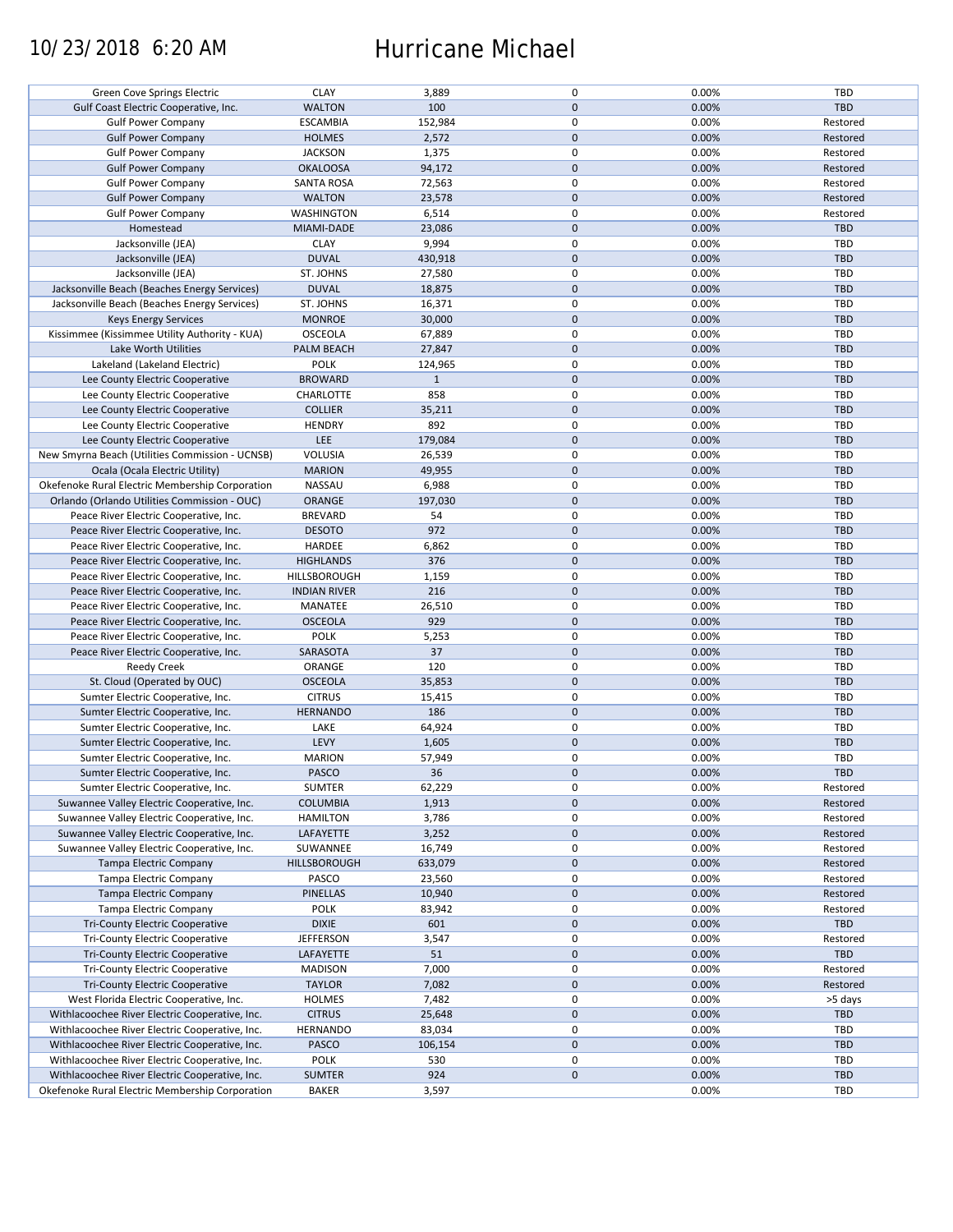10/23/2018 6:20 AM Hurricane Michael

| | | | | | |
|---|---|---|---|---|---|
| Green Cove Springs Electric | CLAY | 3,889 | 0 | 0.00% | TBD |
| Gulf Coast Electric Cooperative, Inc. | WALTON | 100 | 0 | 0.00% | TBD |
| Gulf Power Company | ESCAMBIA | 152,984 | 0 | 0.00% | Restored |
| Gulf Power Company | HOLMES | 2,572 | 0 | 0.00% | Restored |
| Gulf Power Company | JACKSON | 1,375 | 0 | 0.00% | Restored |
| Gulf Power Company | OKALOOSA | 94,172 | 0 | 0.00% | Restored |
| Gulf Power Company | SANTA ROSA | 72,563 | 0 | 0.00% | Restored |
| Gulf Power Company | WALTON | 23,578 | 0 | 0.00% | Restored |
| Gulf Power Company | WASHINGTON | 6,514 | 0 | 0.00% | Restored |
| Homestead | MIAMI-DADE | 23,086 | 0 | 0.00% | TBD |
| Jacksonville (JEA) | CLAY | 9,994 | 0 | 0.00% | TBD |
| Jacksonville (JEA) | DUVAL | 430,918 | 0 | 0.00% | TBD |
| Jacksonville (JEA) | ST. JOHNS | 27,580 | 0 | 0.00% | TBD |
| Jacksonville Beach (Beaches Energy Services) | DUVAL | 18,875 | 0 | 0.00% | TBD |
| Jacksonville Beach (Beaches Energy Services) | ST. JOHNS | 16,371 | 0 | 0.00% | TBD |
| Keys Energy Services | MONROE | 30,000 | 0 | 0.00% | TBD |
| Kissimmee (Kissimmee Utility Authority - KUA) | OSCEOLA | 67,889 | 0 | 0.00% | TBD |
| Lake Worth Utilities | PALM BEACH | 27,847 | 0 | 0.00% | TBD |
| Lakeland (Lakeland Electric) | POLK | 124,965 | 0 | 0.00% | TBD |
| Lee County Electric Cooperative | BROWARD | 1 | 0 | 0.00% | TBD |
| Lee County Electric Cooperative | CHARLOTTE | 858 | 0 | 0.00% | TBD |
| Lee County Electric Cooperative | COLLIER | 35,211 | 0 | 0.00% | TBD |
| Lee County Electric Cooperative | HENDRY | 892 | 0 | 0.00% | TBD |
| Lee County Electric Cooperative | LEE | 179,084 | 0 | 0.00% | TBD |
| New Smyrna Beach (Utilities Commission - UCNSB) | VOLUSIA | 26,539 | 0 | 0.00% | TBD |
| Ocala (Ocala Electric Utility) | MARION | 49,955 | 0 | 0.00% | TBD |
| Okefenoke Rural Electric Membership Corporation | NASSAU | 6,988 | 0 | 0.00% | TBD |
| Orlando (Orlando Utilities Commission - OUC) | ORANGE | 197,030 | 0 | 0.00% | TBD |
| Peace River Electric Cooperative, Inc. | BREVARD | 54 | 0 | 0.00% | TBD |
| Peace River Electric Cooperative, Inc. | DESOTO | 972 | 0 | 0.00% | TBD |
| Peace River Electric Cooperative, Inc. | HARDEE | 6,862 | 0 | 0.00% | TBD |
| Peace River Electric Cooperative, Inc. | HIGHLANDS | 376 | 0 | 0.00% | TBD |
| Peace River Electric Cooperative, Inc. | HILLSBOROUGH | 1,159 | 0 | 0.00% | TBD |
| Peace River Electric Cooperative, Inc. | INDIAN RIVER | 216 | 0 | 0.00% | TBD |
| Peace River Electric Cooperative, Inc. | MANATEE | 26,510 | 0 | 0.00% | TBD |
| Peace River Electric Cooperative, Inc. | OSCEOLA | 929 | 0 | 0.00% | TBD |
| Peace River Electric Cooperative, Inc. | POLK | 5,253 | 0 | 0.00% | TBD |
| Peace River Electric Cooperative, Inc. | SARASOTA | 37 | 0 | 0.00% | TBD |
| Reedy Creek | ORANGE | 120 | 0 | 0.00% | TBD |
| St. Cloud (Operated by OUC) | OSCEOLA | 35,853 | 0 | 0.00% | TBD |
| Sumter Electric Cooperative, Inc. | CITRUS | 15,415 | 0 | 0.00% | TBD |
| Sumter Electric Cooperative, Inc. | HERNANDO | 186 | 0 | 0.00% | TBD |
| Sumter Electric Cooperative, Inc. | LAKE | 64,924 | 0 | 0.00% | TBD |
| Sumter Electric Cooperative, Inc. | LEVY | 1,605 | 0 | 0.00% | TBD |
| Sumter Electric Cooperative, Inc. | MARION | 57,949 | 0 | 0.00% | TBD |
| Sumter Electric Cooperative, Inc. | PASCO | 36 | 0 | 0.00% | TBD |
| Sumter Electric Cooperative, Inc. | SUMTER | 62,229 | 0 | 0.00% | Restored |
| Suwannee Valley Electric Cooperative, Inc. | COLUMBIA | 1,913 | 0 | 0.00% | Restored |
| Suwannee Valley Electric Cooperative, Inc. | HAMILTON | 3,786 | 0 | 0.00% | Restored |
| Suwannee Valley Electric Cooperative, Inc. | LAFAYETTE | 3,252 | 0 | 0.00% | Restored |
| Suwannee Valley Electric Cooperative, Inc. | SUWANNEE | 16,749 | 0 | 0.00% | Restored |
| Tampa Electric Company | HILLSBOROUGH | 633,079 | 0 | 0.00% | Restored |
| Tampa Electric Company | PASCO | 23,560 | 0 | 0.00% | Restored |
| Tampa Electric Company | PINELLAS | 10,940 | 0 | 0.00% | Restored |
| Tampa Electric Company | POLK | 83,942 | 0 | 0.00% | Restored |
| Tri-County Electric Cooperative | DIXIE | 601 | 0 | 0.00% | TBD |
| Tri-County Electric Cooperative | JEFFERSON | 3,547 | 0 | 0.00% | Restored |
| Tri-County Electric Cooperative | LAFAYETTE | 51 | 0 | 0.00% | TBD |
| Tri-County Electric Cooperative | MADISON | 7,000 | 0 | 0.00% | Restored |
| Tri-County Electric Cooperative | TAYLOR | 7,082 | 0 | 0.00% | Restored |
| West Florida Electric Cooperative, Inc. | HOLMES | 7,482 | 0 | 0.00% | >5 days |
| Withlacoochee River Electric Cooperative, Inc. | CITRUS | 25,648 | 0 | 0.00% | TBD |
| Withlacoochee River Electric Cooperative, Inc. | HERNANDO | 83,034 | 0 | 0.00% | TBD |
| Withlacoochee River Electric Cooperative, Inc. | PASCO | 106,154 | 0 | 0.00% | TBD |
| Withlacoochee River Electric Cooperative, Inc. | POLK | 530 | 0 | 0.00% | TBD |
| Withlacoochee River Electric Cooperative, Inc. | SUMTER | 924 | 0 | 0.00% | TBD |
| Okefenoke Rural Electric Membership Corporation | BAKER | 3,597 | | 0.00% | TBD |